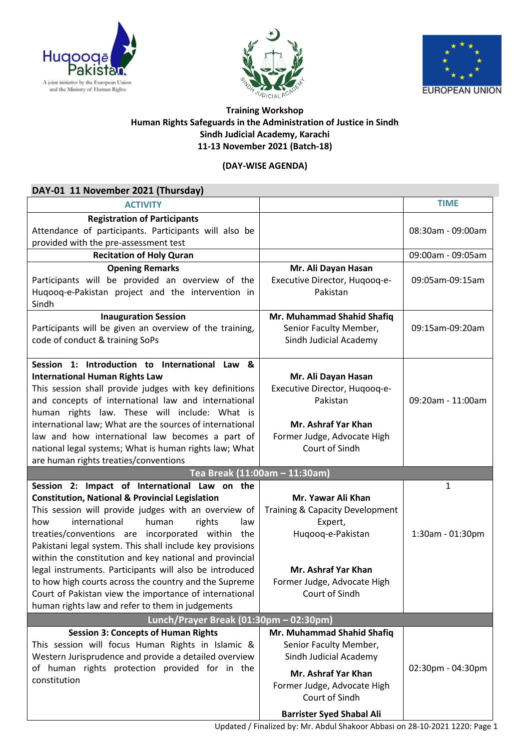**Training Workshop**
**Human Rights Safeguards in the Administration of Justice in Sindh**
**Sindh Judicial Academy, Karachi**
**11-13 November 2021 (Batch-18)**

**(DAY-WISE AGENDA)**

**DAY-01 11 November 2021 (Thursday)**

| ACTIVITY | | TIME |
|---|---|---|
| **Registration of Participants**<br>Attendance of participants. Participants will also be provided with the pre-assessment test | | 08:30am - 09:00am |
| **Recitation of Holy Quran** | | 09:00am - 09:05am |
| **Opening Remarks**<br>Participants will be provided an overview of the Huqooq-e-Pakistan project and the intervention in Sindh | **Mr. Ali Dayan Hasan**<br>Executive Director, Huqooq-e-Pakistan | 09:05am-09:15am |
| **Inauguration Session**<br>Participants will be given an overview of the training, code of conduct & training SoPs | **Mr. Muhammad Shahid Shafiq**<br>Senior Faculty Member, Sindh Judicial Academy | 09:15am-09:20am |
| **Session 1: Introduction to International Law & International Human Rights Law**<br>This session shall provide judges with key definitions and concepts of international law and international human rights law. These will include: What is international law; What are the sources of international law and how international law becomes a part of national legal systems; What is human rights law; What are human rights treaties/conventions | **Mr. Ali Dayan Hasan**<br>Executive Director, Huqooq-e-Pakistan<br><br>**Mr. Ashraf Yar Khan**<br>Former Judge, Advocate High Court of Sindh | 09:20am - 11:00am |
| Tea Break (11:00am – 11:30am) | | |
| **Session 2: Impact of International Law on the Constitution, National & Provincial Legislation**<br>This session will provide judges with an overview of how international human rights law treaties/conventions are incorporated within the Pakistani legal system. This shall include key provisions within the constitution and key national and provincial legal instruments. Participants will also be introduced to how high courts across the country and the Supreme Court of Pakistan view the importance of international human rights law and refer to them in judgements | **Mr. Yawar Ali Khan**<br>Training & Capacity Development Expert,<br>Huqooq-e-Pakistan<br><br>**Mr. Ashraf Yar Khan**<br>Former Judge, Advocate High Court of Sindh | 1<br>1:30am - 01:30pm |
| Lunch/Prayer Break (01:30pm – 02:30pm) | | |
| **Session 3: Concepts of Human Rights**<br>This session will focus Human Rights in Islamic & Western Jurisprudence and provide a detailed overview of human rights protection provided for in the constitution | **Mr. Muhammad Shahid Shafiq**<br>Senior Faculty Member, Sindh Judicial Academy<br><br>**Mr. Ashraf Yar Khan**<br>Former Judge, Advocate High Court of Sindh<br><br>**Barrister Syed Shabal Ali** | 02:30pm - 04:30pm |

Updated / Finalized by: Mr. Abdul Shakoor Abbasi on 28-10-2021 1220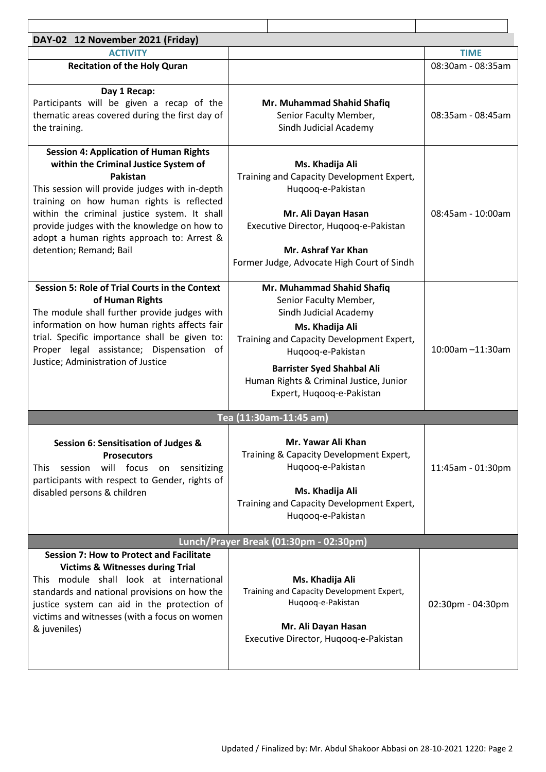## DAY-02 12 November 2021 (Friday)

| ACTIVITY | | TIME |
|---|---|---|
| **Recitation of the Holy Quran** | | 08:30am - 08:35am |
| **Day 1 Recap:** Participants will be given a recap of the thematic areas covered during the first day of the training. | **Mr. Muhammad Shahid Shafiq** Senior Faculty Member, Sindh Judicial Academy | 08:35am - 08:45am |
| **Session 4: Application of Human Rights within the Criminal Justice System of Pakistan** This session will provide judges with in-depth training on how human rights is reflected within the criminal justice system. It shall provide judges with the knowledge on how to adopt a human rights approach to: Arrest & detention; Remand; Bail | **Ms. Khadija Ali** Training and Capacity Development Expert, Huqooq-e-Pakistan<br><br>**Mr. Ali Dayan Hasan** Executive Director, Huqooq-e-Pakistan<br><br>**Mr. Ashraf Yar Khan** Former Judge, Advocate High Court of Sindh | 08:45am - 10:00am |
| **Session 5: Role of Trial Courts in the Context of Human Rights** The module shall further provide judges with information on how human rights affects fair trial. Specific importance shall be given to: Proper legal assistance; Dispensation of Justice; Administration of Justice | **Mr. Muhammad Shahid Shafiq** Senior Faculty Member, Sindh Judicial Academy<br>**Ms. Khadija Ali** Training and Capacity Development Expert, Huqooq-e-Pakistan<br>**Barrister Syed Shahbal Ali** Human Rights & Criminal Justice, Junior Expert, Huqooq-e-Pakistan | 10:00am –11:30am |
| **Tea (11:30am-11:45 am)** | | |
| **Session 6: Sensitisation of Judges & Prosecutors** This session will focus on sensitizing participants with respect to Gender, rights of disabled persons & children | **Mr. Yawar Ali Khan** Training & Capacity Development Expert, Huqooq-e-Pakistan<br><br>**Ms. Khadija Ali** Training and Capacity Development Expert, Huqooq-e-Pakistan | 11:45am - 01:30pm |
| **Lunch/Prayer Break (01:30pm - 02:30pm)** | | |
| **Session 7: How to Protect and Facilitate Victims & Witnesses during Trial** This module shall look at international standards and national provisions on how the justice system can aid in the protection of victims and witnesses (with a focus on women & juveniles) | **Ms. Khadija Ali** Training and Capacity Development Expert, Huqooq-e-Pakistan<br><br>**Mr. Ali Dayan Hasan** Executive Director, Huqooq-e-Pakistan | 02:30pm - 04:30pm |

Updated / Finalized by: Mr. Abdul Shakoor Abbasi on 28-10-2021 1220: Page 2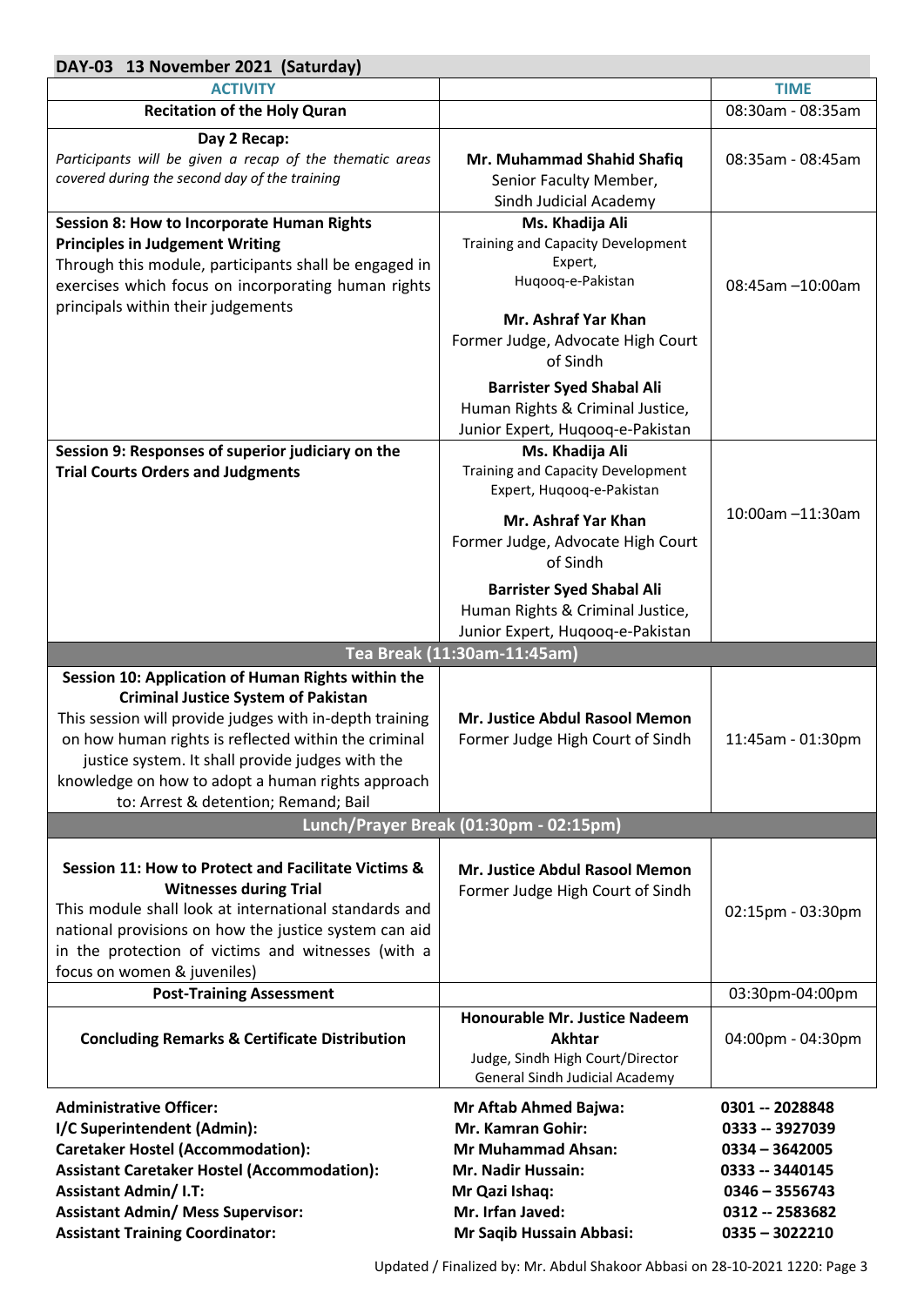## DAY-03 13 November 2021 (Saturday)

| ACTIVITY | | TIME |
|---|---|---|
| **Recitation of the Holy Quran** | | 08:30am - 08:35am |
| **Day 2 Recap:** *Participants will be given a recap of the thematic areas covered during the second day of the training* | **Mr. Muhammad Shahid Shafiq** Senior Faculty Member, Sindh Judicial Academy | 08:35am - 08:45am |
| **Session 8: How to Incorporate Human Rights Principles in Judgement Writing** Through this module, participants shall be engaged in exercises which focus on incorporating human rights principals within their judgements | **Ms. Khadija Ali** Training and Capacity Development Expert, Huqooq-e-Pakistan **Mr. Ashraf Yar Khan** Former Judge, Advocate High Court of Sindh **Barrister Syed Shabal Ali** Human Rights & Criminal Justice, Junior Expert, Huqooq-e-Pakistan | 08:45am –10:00am |
| **Session 9: Responses of superior judiciary on the Trial Courts Orders and Judgments** | **Ms. Khadija Ali** Training and Capacity Development Expert, Huqooq-e-Pakistan **Mr. Ashraf Yar Khan** Former Judge, Advocate High Court of Sindh **Barrister Syed Shabal Ali** Human Rights & Criminal Justice, Junior Expert, Huqooq-e-Pakistan | 10:00am –11:30am |
| **Tea Break (11:30am-11:45am)** | | |
| **Session 10: Application of Human Rights within the Criminal Justice System of Pakistan** This session will provide judges with in-depth training on how human rights is reflected within the criminal justice system. It shall provide judges with the knowledge on how to adopt a human rights approach to: Arrest & detention; Remand; Bail | **Mr. Justice Abdul Rasool Memon** Former Judge High Court of Sindh | 11:45am - 01:30pm |
| **Lunch/Prayer Break (01:30pm - 02:15pm)** | | |
| **Session 11: How to Protect and Facilitate Victims & Witnesses during Trial** This module shall look at international standards and national provisions on how the justice system can aid in the protection of victims and witnesses (with a focus on women & juveniles) | **Mr. Justice Abdul Rasool Memon** Former Judge High Court of Sindh | 02:15pm - 03:30pm |
| **Post-Training Assessment** | | 03:30pm-04:00pm |
| **Concluding Remarks & Certificate Distribution** | **Honourable Mr. Justice Nadeem Akhtar** Judge, Sindh High Court/Director General Sindh Judicial Academy | 04:00pm - 04:30pm |

| | | |
|---|---|---|
| **Administrative Officer:** | **Mr Aftab Ahmed Bajwa:** | **0301 -- 2028848** |
| **I/C Superintendent (Admin):** | **Mr. Kamran Gohir:** | **0333 -- 3927039** |
| **Caretaker Hostel (Accommodation):** | **Mr Muhammad Ahsan:** | **0334 – 3642005** |
| **Assistant Caretaker Hostel (Accommodation):** | **Mr. Nadir Hussain:** | **0333 -- 3440145** |
| **Assistant Admin/ I.T:** | **Mr Qazi Ishaq:** | **0346 – 3556743** |
| **Assistant Admin/ Mess Supervisor:** | **Mr. Irfan Javed:** | **0312 -- 2583682** |
| **Assistant Training Coordinator:** | **Mr Saqib Hussain Abbasi:** | **0335 – 3022210** |

Updated / Finalized by: Mr. Abdul Shakoor Abbasi on 28-10-2021 1220: Page 3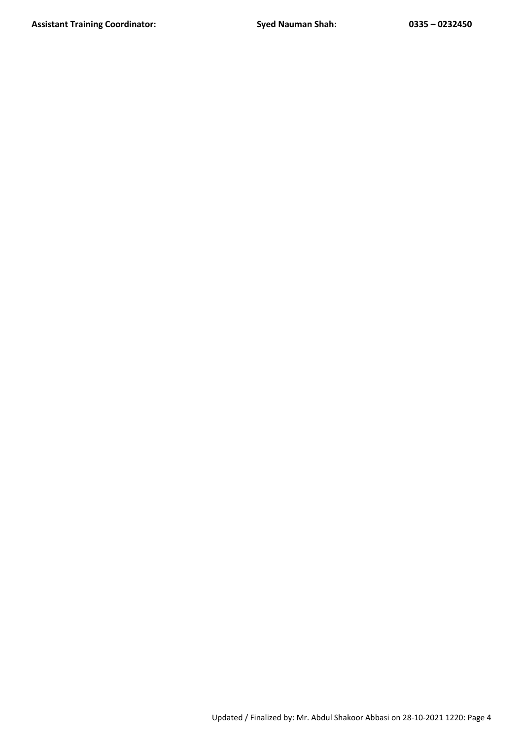**Assistant Training Coordinator:** **Syed Nauman Shah:** **0335 – 0232450**